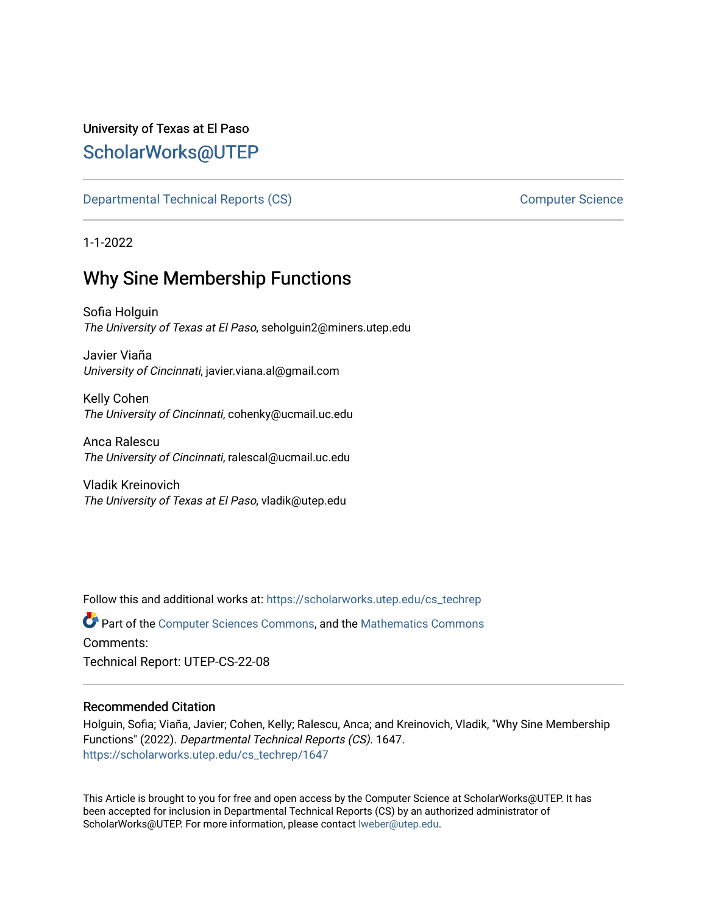University of Texas at El Paso

## ScholarWorks@UTEP

Departmental Technical Reports (CS) | Computer Science

1-1-2022

# Why Sine Membership Functions

Sofia Holguin
*The University of Texas at El Paso*, seholguin2@miners.utep.edu

Javier Viaña
*University of Cincinnati*, javier.viana.al@gmail.com

Kelly Cohen
*The University of Cincinnati*, cohenky@ucmail.uc.edu

Anca Ralescu
*The University of Cincinnati*, ralescal@ucmail.uc.edu

Vladik Kreinovich
*The University of Texas at El Paso*, vladik@utep.edu

Follow this and additional works at: https://scholarworks.utep.edu/cs_techrep

Part of the Computer Sciences Commons, and the Mathematics Commons

Comments:

Technical Report: UTEP-CS-22-08

### Recommended Citation

Holguin, Sofia; Viaña, Javier; Cohen, Kelly; Ralescu, Anca; and Kreinovich, Vladik, "Why Sine Membership Functions" (2022). *Departmental Technical Reports (CS)*. 1647.
https://scholarworks.utep.edu/cs_techrep/1647

This Article is brought to you for free and open access by the Computer Science at ScholarWorks@UTEP. It has been accepted for inclusion in Departmental Technical Reports (CS) by an authorized administrator of ScholarWorks@UTEP. For more information, please contact lweber@utep.edu.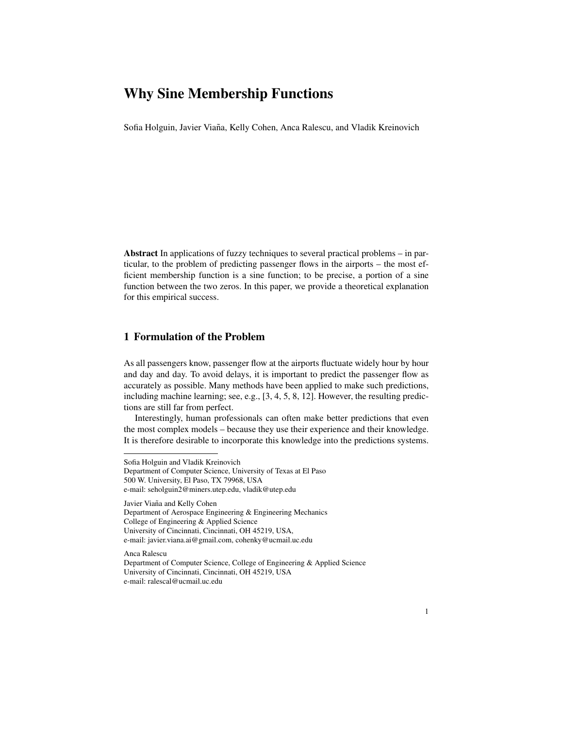# Why Sine Membership Functions

Sofia Holguin, Javier Viaña, Kelly Cohen, Anca Ralescu, and Vladik Kreinovich

**Abstract** In applications of fuzzy techniques to several practical problems – in particular, to the problem of predicting passenger flows in the airports – the most efficient membership function is a sine function; to be precise, a portion of a sine function between the two zeros. In this paper, we provide a theoretical explanation for this empirical success.

## 1 Formulation of the Problem

As all passengers know, passenger flow at the airports fluctuate widely hour by hour and day and day. To avoid delays, it is important to predict the passenger flow as accurately as possible. Many methods have been applied to make such predictions, including machine learning; see, e.g., [3, 4, 5, 8, 12]. However, the resulting predictions are still far from perfect.

Interestingly, human professionals can often make better predictions that even the most complex models – because they use their experience and their knowledge. It is therefore desirable to incorporate this knowledge into the predictions systems.

---

Sofia Holguin and Vladik Kreinovich
Department of Computer Science, University of Texas at El Paso
500 W. University, El Paso, TX 79968, USA
e-mail: seholguin2@miners.utep.edu, vladik@utep.edu

Javier Viaña and Kelly Cohen
Department of Aerospace Engineering & Engineering Mechanics
College of Engineering & Applied Science
University of Cincinnati, Cincinnati, OH 45219, USA,
e-mail: javier.viana.ai@gmail.com, cohenky@ucmail.uc.edu

Anca Ralescu
Department of Computer Science, College of Engineering & Applied Science
University of Cincinnati, Cincinnati, OH 45219, USA
e-mail: ralescal@ucmail.uc.edu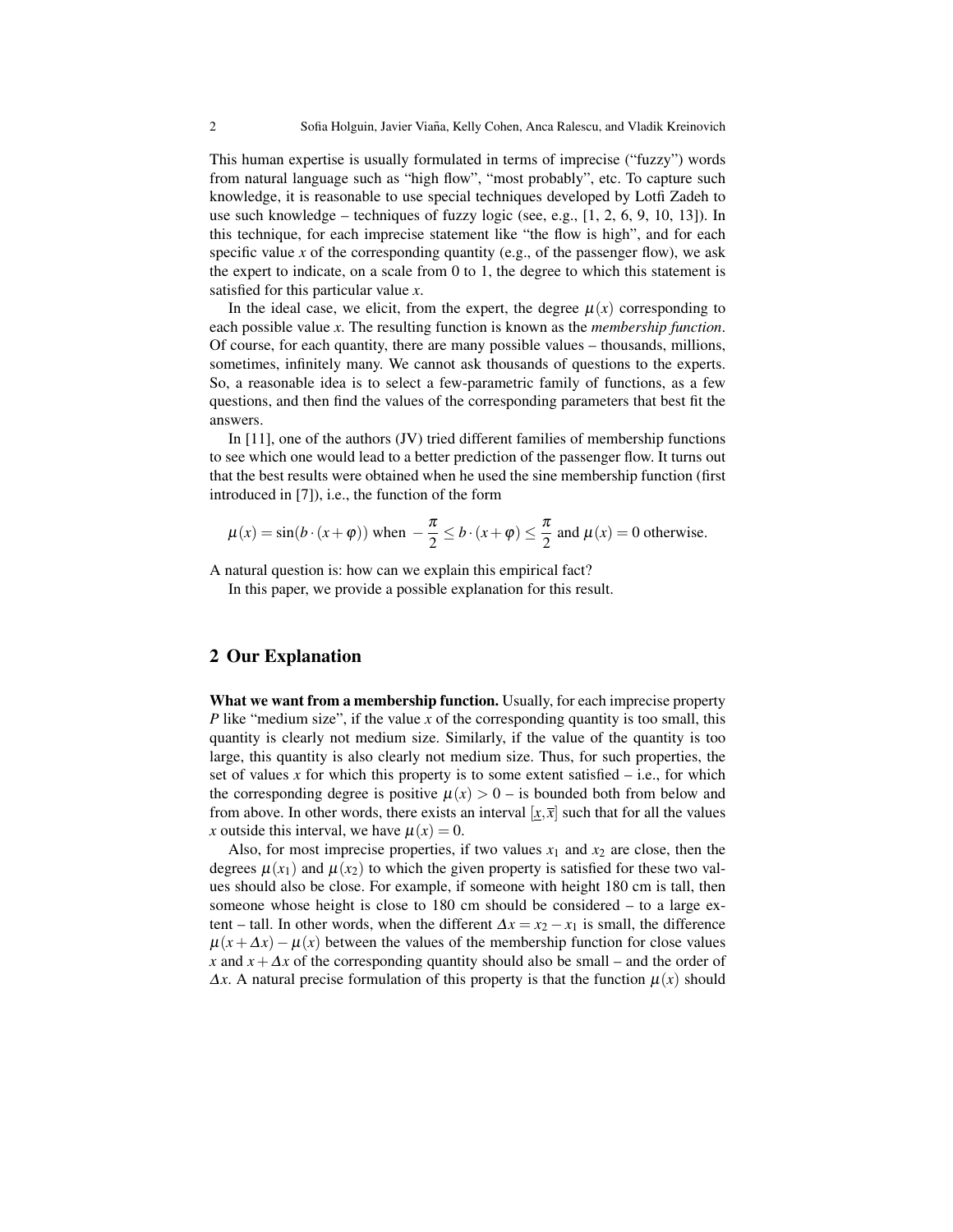This human expertise is usually formulated in terms of imprecise ("fuzzy") words from natural language such as "high flow", "most probably", etc. To capture such knowledge, it is reasonable to use special techniques developed by Lotfi Zadeh to use such knowledge – techniques of fuzzy logic (see, e.g., [1, 2, 6, 9, 10, 13]). In this technique, for each imprecise statement like "the flow is high", and for each specific value $x$ of the corresponding quantity (e.g., of the passenger flow), we ask the expert to indicate, on a scale from 0 to 1, the degree to which this statement is satisfied for this particular value $x$.

In the ideal case, we elicit, from the expert, the degree $\mu(x)$ corresponding to each possible value $x$. The resulting function is known as the *membership function*. Of course, for each quantity, there are many possible values – thousands, millions, sometimes, infinitely many. We cannot ask thousands of questions to the experts. So, a reasonable idea is to select a few-parametric family of functions, as a few questions, and then find the values of the corresponding parameters that best fit the answers.

In [11], one of the authors (JV) tried different families of membership functions to see which one would lead to a better prediction of the passenger flow. It turns out that the best results were obtained when he used the sine membership function (first introduced in [7]), i.e., the function of the form

$$\mu(x) = \sin(b \cdot (x + \varphi)) \text{ when } -\frac{\pi}{2} \leq b \cdot (x + \varphi) \leq \frac{\pi}{2} \text{ and } \mu(x) = 0 \text{ otherwise.}$$

A natural question is: how can we explain this empirical fact?

In this paper, we provide a possible explanation for this result.

## 2 Our Explanation

**What we want from a membership function.** Usually, for each imprecise property $P$ like "medium size", if the value $x$ of the corresponding quantity is too small, this quantity is clearly not medium size. Similarly, if the value of the quantity is too large, this quantity is also clearly not medium size. Thus, for such properties, the set of values $x$ for which this property is to some extent satisfied – i.e., for which the corresponding degree is positive $\mu(x) > 0$ – is bounded both from below and from above. In other words, there exists an interval $[\underline{x}, \overline{x}]$ such that for all the values $x$ outside this interval, we have $\mu(x) = 0$.

Also, for most imprecise properties, if two values $x_1$ and $x_2$ are close, then the degrees $\mu(x_1)$ and $\mu(x_2)$ to which the given property is satisfied for these two values should also be close. For example, if someone with height 180 cm is tall, then someone whose height is close to 180 cm should be considered – to a large extent – tall. In other words, when the different $\Delta x = x_2 - x_1$ is small, the difference $\mu(x + \Delta x) - \mu(x)$ between the values of the membership function for close values $x$ and $x + \Delta x$ of the corresponding quantity should also be small – and the order of $\Delta x$. A natural precise formulation of this property is that the function $\mu(x)$ should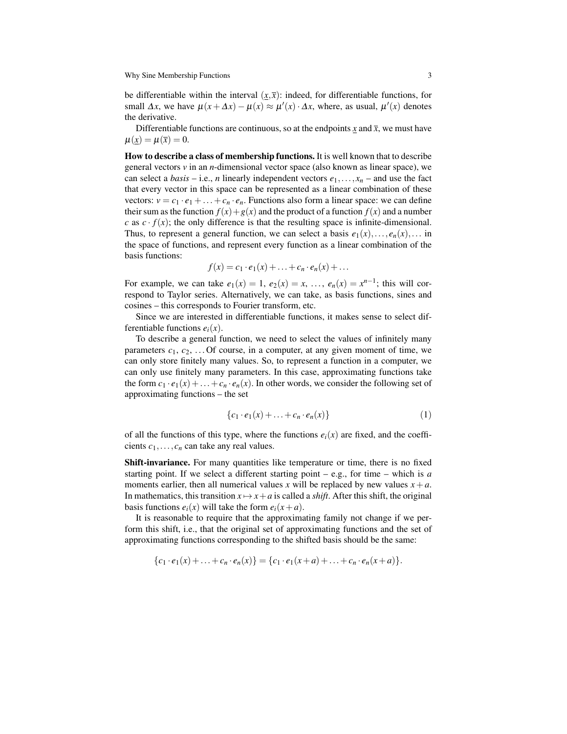be differentiable within the interval $(\underline{x},\overline{x})$: indeed, for differentiable functions, for small $\Delta x$, we have $\mu(x+\Delta x) - \mu(x) \approx \mu'(x)\cdot\Delta x$, where, as usual, $\mu'(x)$ denotes the derivative.

Differentiable functions are continuous, so at the endpoints $\underline{x}$ and $\overline{x}$, we must have $\mu(\underline{x}) = \mu(\overline{x}) = 0$.

**How to describe a class of membership functions.** It is well known that to describe general vectors $v$ in an $n$-dimensional vector space (also known as linear space), we can select a *basis* – i.e., $n$ linearly independent vectors $e_1,\ldots,x_n$ – and use the fact that every vector in this space can be represented as a linear combination of these vectors: $v = c_1\cdot e_1+\ldots+c_n\cdot e_n$. Functions also form a linear space: we can define their sum as the function $f(x)+g(x)$ and the product of a function $f(x)$ and a number $c$ as $c\cdot f(x)$; the only difference is that the resulting space is infinite-dimensional. Thus, to represent a general function, we can select a basis $e_1(x),\ldots,e_n(x),\ldots$ in the space of functions, and represent every function as a linear combination of the basis functions:

$$f(x) = c_1\cdot e_1(x)+\ldots+c_n\cdot e_n(x)+\ldots$$

For example, we can take $e_1(x) = 1$, $e_2(x) = x$, $\ldots$, $e_n(x) = x^{n-1}$; this will correspond to Taylor series. Alternatively, we can take, as basis functions, sines and cosines – this corresponds to Fourier transform, etc.

Since we are interested in differentiable functions, it makes sense to select differentiable functions $e_i(x)$.

To describe a general function, we need to select the values of infinitely many parameters $c_1$, $c_2$, ... Of course, in a computer, at any given moment of time, we can only store finitely many values. So, to represent a function in a computer, we can only use finitely many parameters. In this case, approximating functions take the form $c_1\cdot e_1(x)+\ldots+c_n\cdot e_n(x)$. In other words, we consider the following set of approximating functions – the set

$$\{c_1\cdot e_1(x)+\ldots+c_n\cdot e_n(x)\} \tag{1}$$

of all the functions of this type, where the functions $e_i(x)$ are fixed, and the coefficients $c_1,\ldots,c_n$ can take any real values.

**Shift-invariance.** For many quantities like temperature or time, there is no fixed starting point. If we select a different starting point – e.g., for time – which is $a$ moments earlier, then all numerical values $x$ will be replaced by new values $x+a$. In mathematics, this transition $x\mapsto x+a$ is called a *shift*. After this shift, the original basis functions $e_i(x)$ will take the form $e_i(x+a)$.

It is reasonable to require that the approximating family not change if we perform this shift, i.e., that the original set of approximating functions and the set of approximating functions corresponding to the shifted basis should be the same:

$$\{c_1\cdot e_1(x)+\ldots+c_n\cdot e_n(x)\} = \{c_1\cdot e_1(x+a)+\ldots+c_n\cdot e_n(x+a)\}.$$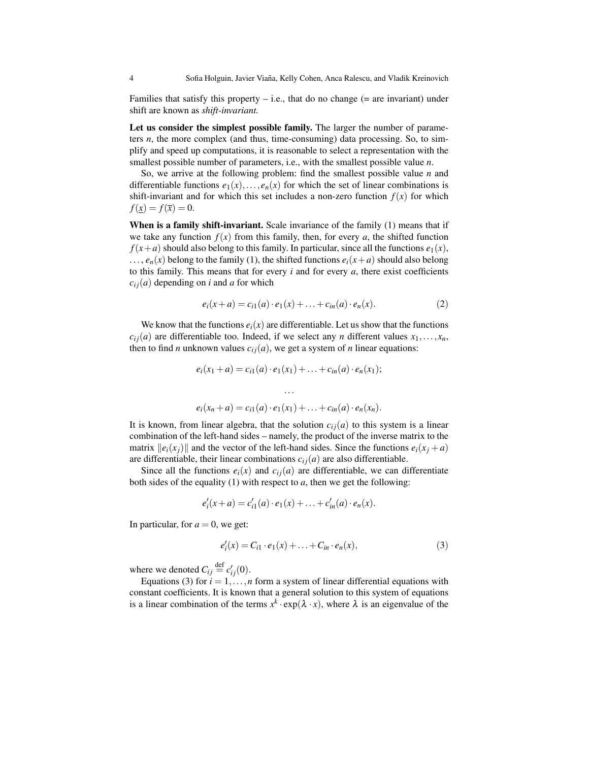Families that satisfy this property – i.e., that do no change (= are invariant) under shift are known as *shift-invariant.*

**Let us consider the simplest possible family.** The larger the number of parameters $n$, the more complex (and thus, time-consuming) data processing. So, to simplify and speed up computations, it is reasonable to select a representation with the smallest possible number of parameters, i.e., with the smallest possible value $n$.

So, we arrive at the following problem: find the smallest possible value $n$ and differentiable functions $e_1(x),\ldots,e_n(x)$ for which the set of linear combinations is shift-invariant and for which this set includes a non-zero function $f(x)$ for which $f(\underline{x}) = f(\overline{x}) = 0$.

**When is a family shift-invariant.** Scale invariance of the family (1) means that if we take any function $f(x)$ from this family, then, for every $a$, the shifted function $f(x+a)$ should also belong to this family. In particular, since all the functions $e_1(x)$, $\ldots$, $e_n(x)$ belong to the family (1), the shifted functions $e_i(x+a)$ should also belong to this family. This means that for every $i$ and for every $a$, there exist coefficients $c_{ij}(a)$ depending on $i$ and $a$ for which

$$e_i(x+a) = c_{i1}(a)\cdot e_1(x) + \ldots + c_{in}(a)\cdot e_n(x). \tag{2}$$

We know that the functions $e_i(x)$ are differentiable. Let us show that the functions $c_{ij}(a)$ are differentiable too. Indeed, if we select any $n$ different values $x_1,\ldots,x_n$, then to find $n$ unknown values $c_{ij}(a)$, we get a system of $n$ linear equations:

$$e_i(x_1+a) = c_{i1}(a)\cdot e_1(x_1) + \ldots + c_{in}(a)\cdot e_n(x_1);$$

$$\ldots$$

$$e_i(x_n+a) = c_{i1}(a)\cdot e_1(x_1) + \ldots + c_{in}(a)\cdot e_n(x_n).$$

It is known, from linear algebra, that the solution $c_{ij}(a)$ to this system is a linear combination of the left-hand sides – namely, the product of the inverse matrix to the matrix $\|e_i(x_j)\|$ and the vector of the left-hand sides. Since the functions $e_i(x_j+a)$ are differentiable, their linear combinations $c_{ij}(a)$ are also differentiable.

Since all the functions $e_i(x)$ and $c_{ij}(a)$ are differentiable, we can differentiate both sides of the equality (1) with respect to $a$, then we get the following:

$$e_i'(x+a) = c_{i1}'(a)\cdot e_1(x) + \ldots + c_{in}'(a)\cdot e_n(x).$$

In particular, for $a = 0$, we get:

$$e_i'(x) = C_{i1}\cdot e_1(x) + \ldots + C_{in}\cdot e_n(x), \tag{3}$$

where we denoted $C_{ij} \stackrel{\text{def}}{=} c_{ij}'(0)$.

Equations (3) for $i = 1,\ldots,n$ form a system of linear differential equations with constant coefficients. It is known that a general solution to this system of equations is a linear combination of the terms $x^k\cdot\exp(\lambda\cdot x)$, where $\lambda$ is an eigenvalue of the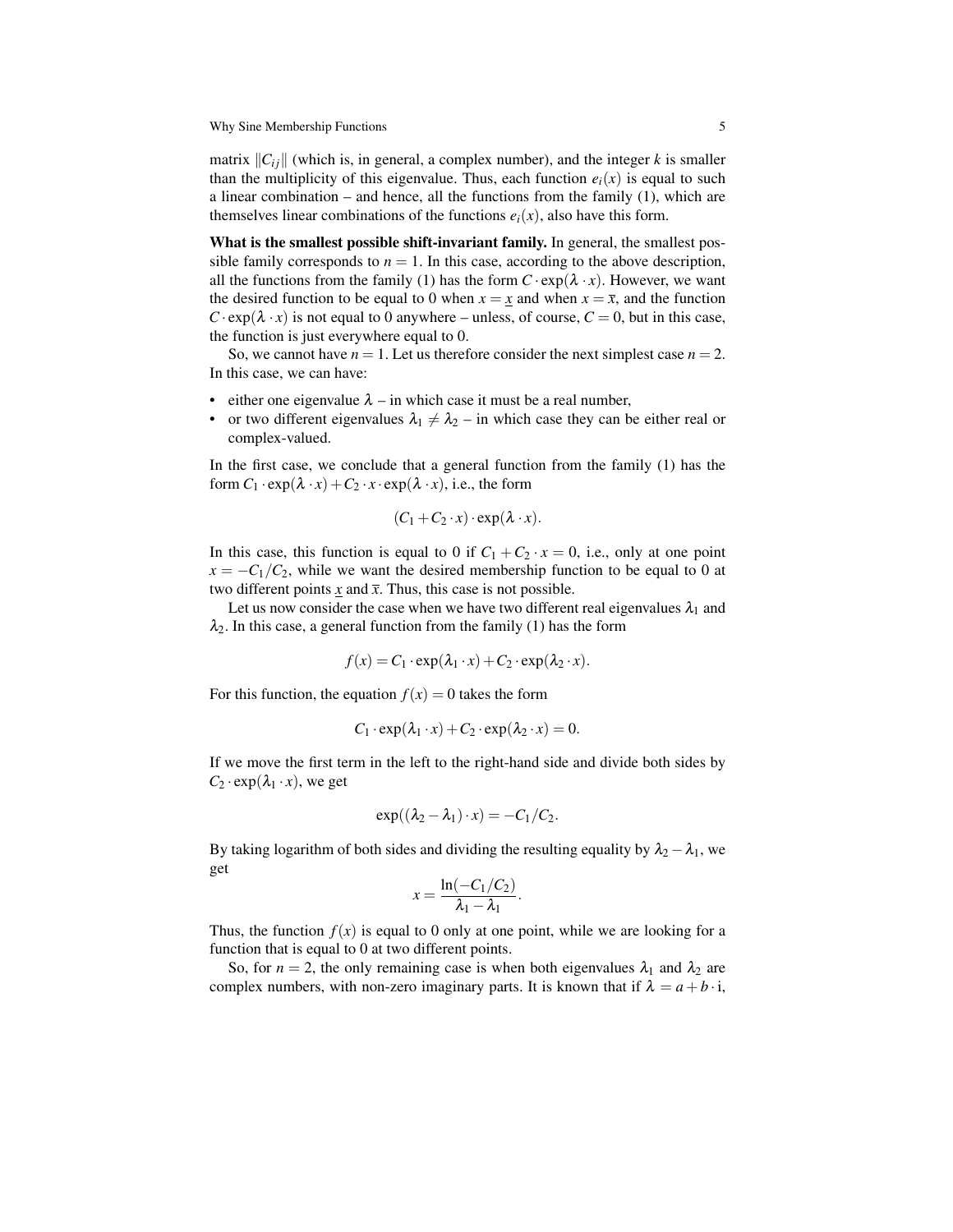matrix $\|C_{ij}\|$ (which is, in general, a complex number), and the integer $k$ is smaller than the multiplicity of this eigenvalue. Thus, each function $e_i(x)$ is equal to such a linear combination – and hence, all the functions from the family (1), which are themselves linear combinations of the functions $e_i(x)$, also have this form.

**What is the smallest possible shift-invariant family.** In general, the smallest possible family corresponds to $n = 1$. In this case, according to the above description, all the functions from the family (1) has the form $C \cdot \exp(\lambda \cdot x)$. However, we want the desired function to be equal to 0 when $x = \underline{x}$ and when $x = \overline{x}$, and the function $C \cdot \exp(\lambda \cdot x)$ is not equal to 0 anywhere – unless, of course, $C = 0$, but in this case, the function is just everywhere equal to 0.

So, we cannot have $n = 1$. Let us therefore consider the next simplest case $n = 2$. In this case, we can have:

- either one eigenvalue $\lambda$ – in which case it must be a real number,
- or two different eigenvalues $\lambda_1 \neq \lambda_2$ – in which case they can be either real or complex-valued.

In the first case, we conclude that a general function from the family (1) has the form $C_1 \cdot \exp(\lambda \cdot x) + C_2 \cdot x \cdot \exp(\lambda \cdot x)$, i.e., the form

$$(C_1 + C_2 \cdot x) \cdot \exp(\lambda \cdot x).$$

In this case, this function is equal to 0 if $C_1 + C_2 \cdot x = 0$, i.e., only at one point $x = -C_1/C_2$, while we want the desired membership function to be equal to 0 at two different points $\underline{x}$ and $\overline{x}$. Thus, this case is not possible.

Let us now consider the case when we have two different real eigenvalues $\lambda_1$ and $\lambda_2$. In this case, a general function from the family (1) has the form

$$f(x) = C_1 \cdot \exp(\lambda_1 \cdot x) + C_2 \cdot \exp(\lambda_2 \cdot x).$$

For this function, the equation $f(x) = 0$ takes the form

$$C_1 \cdot \exp(\lambda_1 \cdot x) + C_2 \cdot \exp(\lambda_2 \cdot x) = 0.$$

If we move the first term in the left to the right-hand side and divide both sides by $C_2 \cdot \exp(\lambda_1 \cdot x)$, we get

$$\exp((\lambda_2 - \lambda_1) \cdot x) = -C_1/C_2.$$

By taking logarithm of both sides and dividing the resulting equality by $\lambda_2 - \lambda_1$, we get

$$x = \frac{\ln(-C_1/C_2)}{\lambda_1 - \lambda_1}.$$

Thus, the function $f(x)$ is equal to 0 only at one point, while we are looking for a function that is equal to 0 at two different points.

So, for $n = 2$, the only remaining case is when both eigenvalues $\lambda_1$ and $\lambda_2$ are complex numbers, with non-zero imaginary parts. It is known that if $\lambda = a + b \cdot \mathrm{i}$,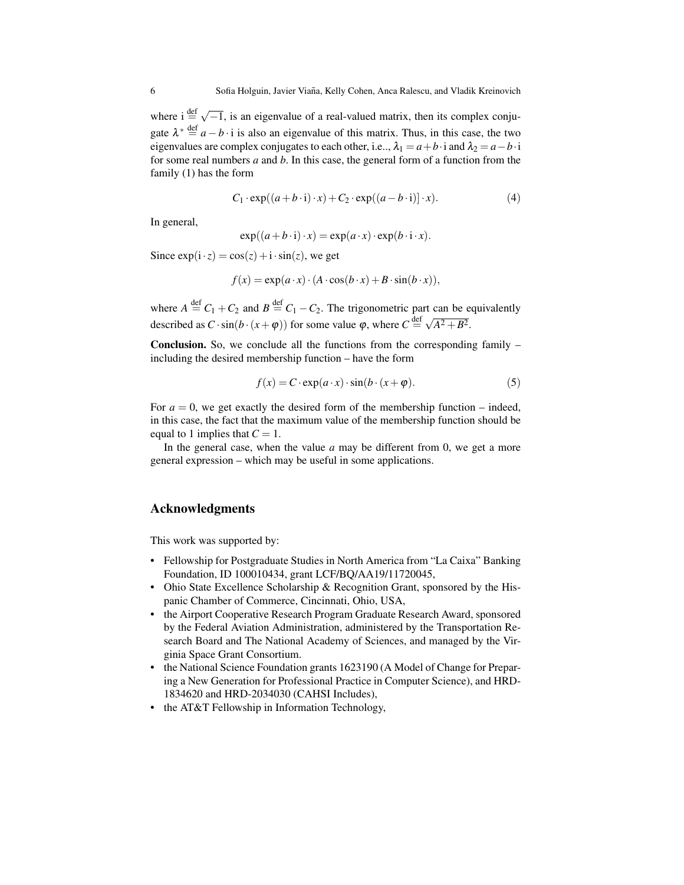where $\mathrm{i} \stackrel{\text{def}}{=} \sqrt{-1}$, is an eigenvalue of a real-valued matrix, then its complex conjugate $\lambda^* \stackrel{\text{def}}{=} a - b \cdot \mathrm{i}$ is also an eigenvalue of this matrix. Thus, in this case, the two eigenvalues are complex conjugates to each other, i.e.., $\lambda_1 = a + b \cdot \mathrm{i}$ and $\lambda_2 = a - b \cdot \mathrm{i}$ for some real numbers $a$ and $b$. In this case, the general form of a function from the family (1) has the form

$$C_1 \cdot \exp((a + b \cdot \mathrm{i}) \cdot x) + C_2 \cdot \exp((a - b \cdot \mathrm{i})] \cdot x). \tag{4}$$

In general,

$$\exp((a + b \cdot \mathrm{i}) \cdot x) = \exp(a \cdot x) \cdot \exp(b \cdot \mathrm{i} \cdot x).$$

Since $\exp(\mathrm{i} \cdot z) = \cos(z) + \mathrm{i} \cdot \sin(z)$, we get

$$f(x) = \exp(a \cdot x) \cdot (A \cdot \cos(b \cdot x) + B \cdot \sin(b \cdot x)),$$

where $A \stackrel{\text{def}}{=} C_1 + C_2$ and $B \stackrel{\text{def}}{=} C_1 - C_2$. The trigonometric part can be equivalently described as $C \cdot \sin(b \cdot (x + \varphi))$ for some value $\varphi$, where $C \stackrel{\text{def}}{=} \sqrt{A^2 + B^2}$.

**Conclusion.** So, we conclude all the functions from the corresponding family – including the desired membership function – have the form

$$f(x) = C \cdot \exp(a \cdot x) \cdot \sin(b \cdot (x + \varphi)). \tag{5}$$

For $a = 0$, we get exactly the desired form of the membership function – indeed, in this case, the fact that the maximum value of the membership function should be equal to 1 implies that $C = 1$.

In the general case, when the value $a$ may be different from 0, we get a more general expression – which may be useful in some applications.

## Acknowledgments

This work was supported by:

- Fellowship for Postgraduate Studies in North America from "La Caixa" Banking Foundation, ID 100010434, grant LCF/BQ/AA19/11720045,
- Ohio State Excellence Scholarship & Recognition Grant, sponsored by the Hispanic Chamber of Commerce, Cincinnati, Ohio, USA,
- the Airport Cooperative Research Program Graduate Research Award, sponsored by the Federal Aviation Administration, administered by the Transportation Research Board and The National Academy of Sciences, and managed by the Virginia Space Grant Consortium.
- the National Science Foundation grants 1623190 (A Model of Change for Preparing a New Generation for Professional Practice in Computer Science), and HRD-1834620 and HRD-2034030 (CAHSI Includes),
- the AT&T Fellowship in Information Technology,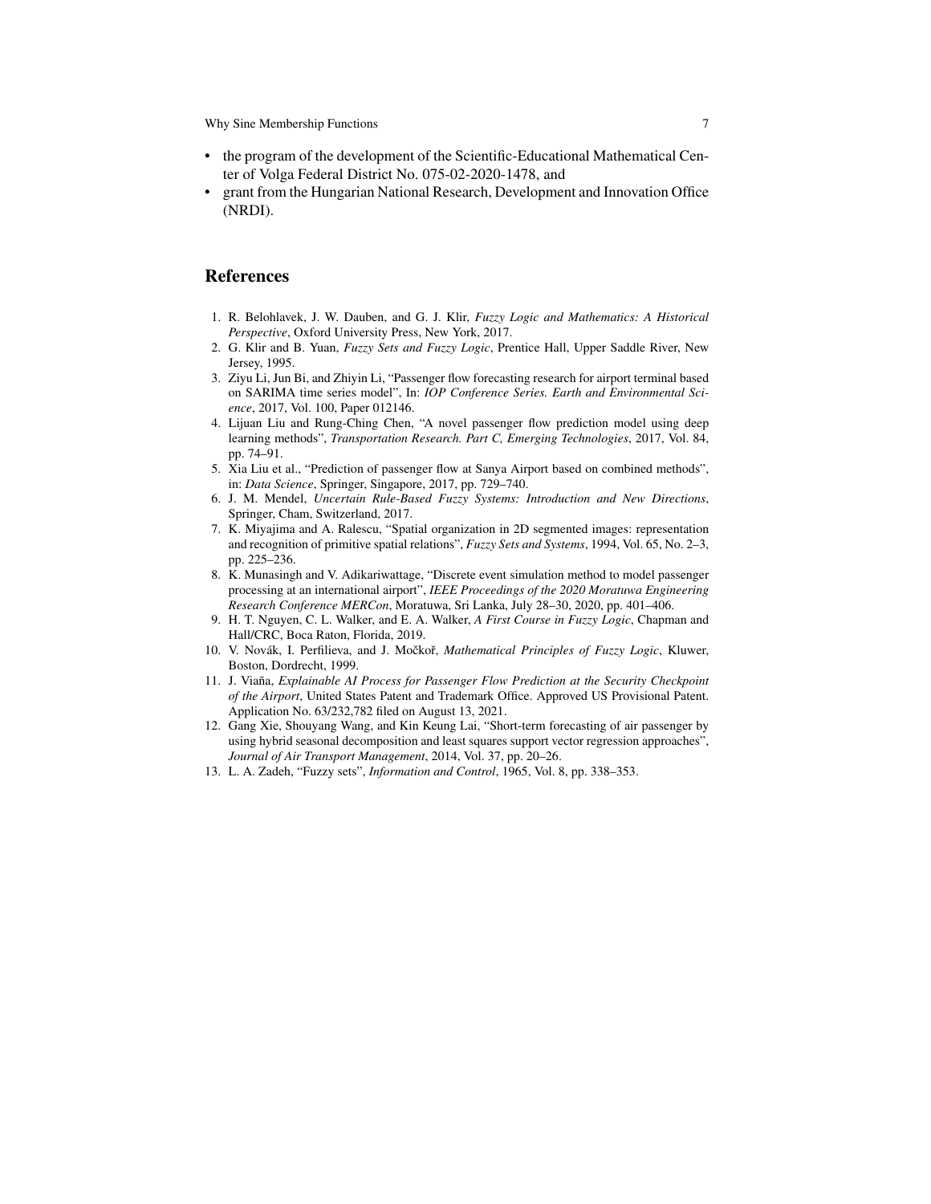- the program of the development of the Scientific-Educational Mathematical Center of Volga Federal District No. 075-02-2020-1478, and
- grant from the Hungarian National Research, Development and Innovation Office (NRDI).

## References

1. R. Belohlavek, J. W. Dauben, and G. J. Klir, *Fuzzy Logic and Mathematics: A Historical Perspective*, Oxford University Press, New York, 2017.
2. G. Klir and B. Yuan, *Fuzzy Sets and Fuzzy Logic*, Prentice Hall, Upper Saddle River, New Jersey, 1995.
3. Ziyu Li, Jun Bi, and Zhiyin Li, "Passenger flow forecasting research for airport terminal based on SARIMA time series model", In: *IOP Conference Series. Earth and Environmental Science*, 2017, Vol. 100, Paper 012146.
4. Lijuan Liu and Rung-Ching Chen, "A novel passenger flow prediction model using deep learning methods", *Transportation Research. Part C, Emerging Technologies*, 2017, Vol. 84, pp. 74–91.
5. Xia Liu et al., "Prediction of passenger flow at Sanya Airport based on combined methods", in: *Data Science*, Springer, Singapore, 2017, pp. 729–740.
6. J. M. Mendel, *Uncertain Rule-Based Fuzzy Systems: Introduction and New Directions*, Springer, Cham, Switzerland, 2017.
7. K. Miyajima and A. Ralescu, "Spatial organization in 2D segmented images: representation and recognition of primitive spatial relations", *Fuzzy Sets and Systems*, 1994, Vol. 65, No. 2–3, pp. 225–236.
8. K. Munasingh and V. Adikariwattage, "Discrete event simulation method to model passenger processing at an international airport", *IEEE Proceedings of the 2020 Moratuwa Engineering Research Conference MERCon*, Moratuwa, Sri Lanka, July 28–30, 2020, pp. 401–406.
9. H. T. Nguyen, C. L. Walker, and E. A. Walker, *A First Course in Fuzzy Logic*, Chapman and Hall/CRC, Boca Raton, Florida, 2019.
10. V. Novák, I. Perfilieva, and J. Močkoř, *Mathematical Principles of Fuzzy Logic*, Kluwer, Boston, Dordrecht, 1999.
11. J. Viaña, *Explainable AI Process for Passenger Flow Prediction at the Security Checkpoint of the Airport*, United States Patent and Trademark Office. Approved US Provisional Patent. Application No. 63/232,782 filed on August 13, 2021.
12. Gang Xie, Shouyang Wang, and Kin Keung Lai, "Short-term forecasting of air passenger by using hybrid seasonal decomposition and least squares support vector regression approaches", *Journal of Air Transport Management*, 2014, Vol. 37, pp. 20–26.
13. L. A. Zadeh, "Fuzzy sets", *Information and Control*, 1965, Vol. 8, pp. 338–353.